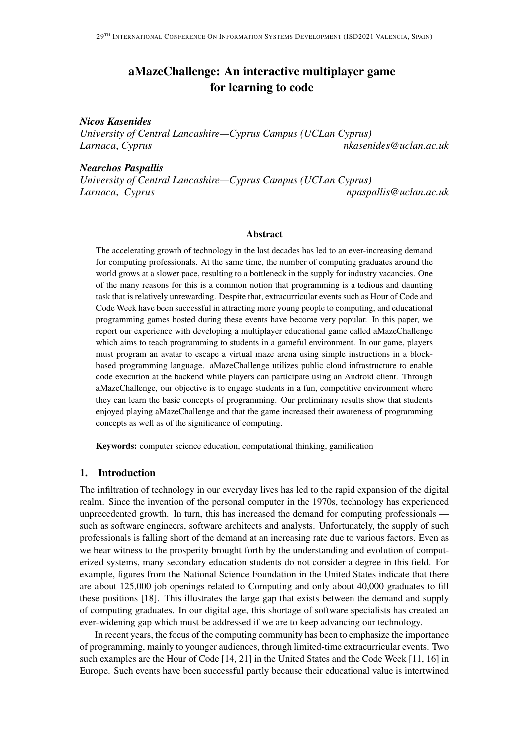# aMazeChallenge: An interactive multiplayer game for learning to code

***Nicos Kasenides***
*University of Central Lancashire—Cyprus Campus (UCLan Cyprus)*
*Larnaca, Cyprus* *nkasenides@uclan.ac.uk*

***Nearchos Paspallis***
*University of Central Lancashire—Cyprus Campus (UCLan Cyprus)*
*Larnaca, Cyprus* *npaspallis@uclan.ac.uk*

### Abstract

The accelerating growth of technology in the last decades has led to an ever-increasing demand for computing professionals. At the same time, the number of computing graduates around the world grows at a slower pace, resulting to a bottleneck in the supply for industry vacancies. One of the many reasons for this is a common notion that programming is a tedious and daunting task that is relatively unrewarding. Despite that, extracurricular events such as Hour of Code and Code Week have been successful in attracting more young people to computing, and educational programming games hosted during these events have become very popular. In this paper, we report our experience with developing a multiplayer educational game called aMazeChallenge which aims to teach programming to students in a gameful environment. In our game, players must program an avatar to escape a virtual maze arena using simple instructions in a block-based programming language. aMazeChallenge utilizes public cloud infrastructure to enable code execution at the backend while players can participate using an Android client. Through aMazeChallenge, our objective is to engage students in a fun, competitive environment where they can learn the basic concepts of programming. Our preliminary results show that students enjoyed playing aMazeChallenge and that the game increased their awareness of programming concepts as well as of the significance of computing.

**Keywords:** computer science education, computational thinking, gamification

## 1. Introduction

The infiltration of technology in our everyday lives has led to the rapid expansion of the digital realm. Since the invention of the personal computer in the 1970s, technology has experienced unprecedented growth. In turn, this has increased the demand for computing professionals — such as software engineers, software architects and analysts. Unfortunately, the supply of such professionals is falling short of the demand at an increasing rate due to various factors. Even as we bear witness to the prosperity brought forth by the understanding and evolution of computerized systems, many secondary education students do not consider a degree in this field. For example, figures from the National Science Foundation in the United States indicate that there are about 125,000 job openings related to Computing and only about 40,000 graduates to fill these positions [18]. This illustrates the large gap that exists between the demand and supply of computing graduates. In our digital age, this shortage of software specialists has created an ever-widening gap which must be addressed if we are to keep advancing our technology.

In recent years, the focus of the computing community has been to emphasize the importance of programming, mainly to younger audiences, through limited-time extracurricular events. Two such examples are the Hour of Code [14, 21] in the United States and the Code Week [11, 16] in Europe. Such events have been successful partly because their educational value is intertwined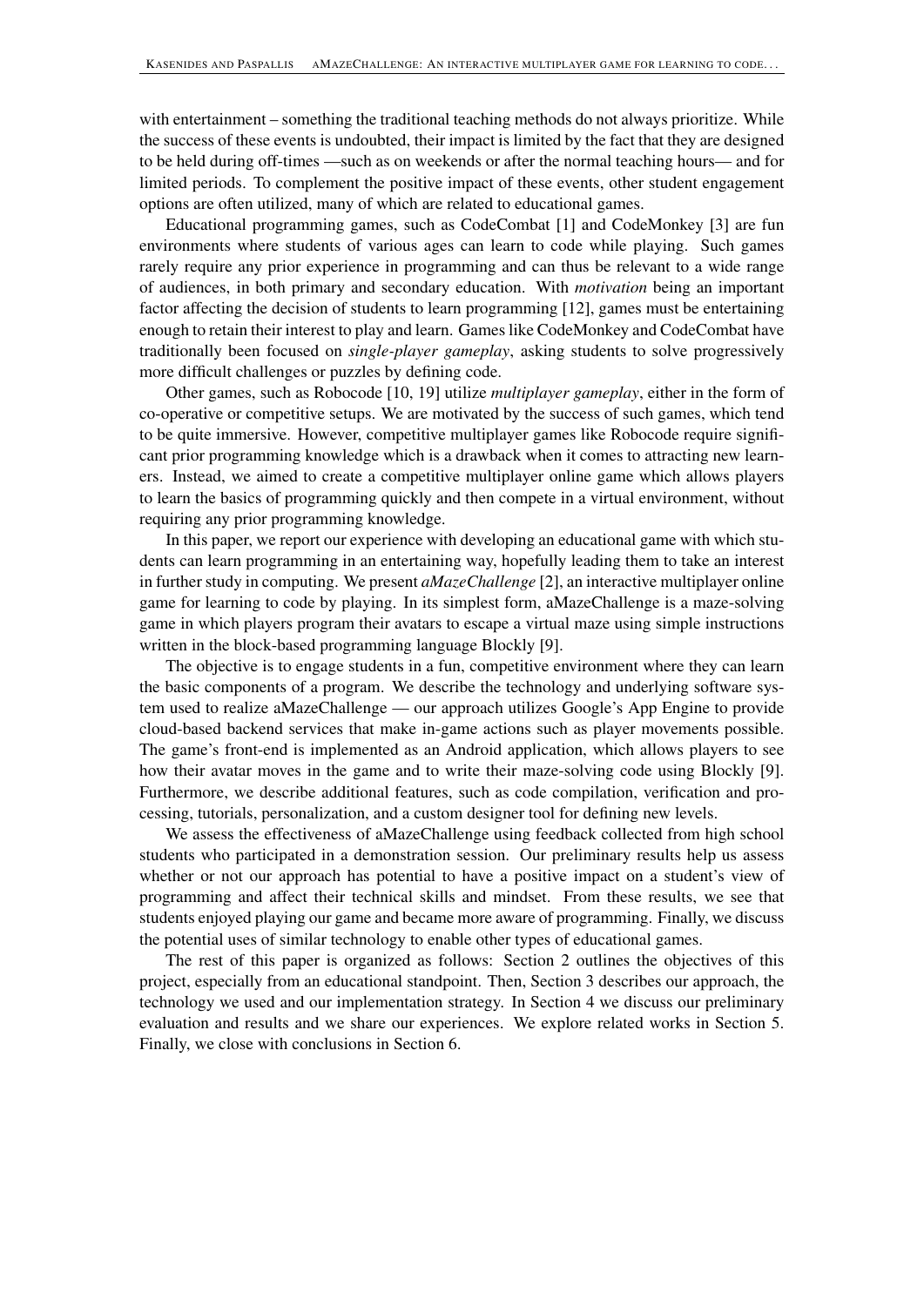with entertainment – something the traditional teaching methods do not always prioritize. While the success of these events is undoubted, their impact is limited by the fact that they are designed to be held during off-times —such as on weekends or after the normal teaching hours— and for limited periods. To complement the positive impact of these events, other student engagement options are often utilized, many of which are related to educational games.

Educational programming games, such as CodeCombat [1] and CodeMonkey [3] are fun environments where students of various ages can learn to code while playing. Such games rarely require any prior experience in programming and can thus be relevant to a wide range of audiences, in both primary and secondary education. With *motivation* being an important factor affecting the decision of students to learn programming [12], games must be entertaining enough to retain their interest to play and learn. Games like CodeMonkey and CodeCombat have traditionally been focused on *single-player gameplay*, asking students to solve progressively more difficult challenges or puzzles by defining code.

Other games, such as Robocode [10, 19] utilize *multiplayer gameplay*, either in the form of co-operative or competitive setups. We are motivated by the success of such games, which tend to be quite immersive. However, competitive multiplayer games like Robocode require significant prior programming knowledge which is a drawback when it comes to attracting new learners. Instead, we aimed to create a competitive multiplayer online game which allows players to learn the basics of programming quickly and then compete in a virtual environment, without requiring any prior programming knowledge.

In this paper, we report our experience with developing an educational game with which students can learn programming in an entertaining way, hopefully leading them to take an interest in further study in computing. We present *aMazeChallenge* [2], an interactive multiplayer online game for learning to code by playing. In its simplest form, aMazeChallenge is a maze-solving game in which players program their avatars to escape a virtual maze using simple instructions written in the block-based programming language Blockly [9].

The objective is to engage students in a fun, competitive environment where they can learn the basic components of a program. We describe the technology and underlying software system used to realize aMazeChallenge — our approach utilizes Google's App Engine to provide cloud-based backend services that make in-game actions such as player movements possible. The game's front-end is implemented as an Android application, which allows players to see how their avatar moves in the game and to write their maze-solving code using Blockly [9]. Furthermore, we describe additional features, such as code compilation, verification and processing, tutorials, personalization, and a custom designer tool for defining new levels.

We assess the effectiveness of aMazeChallenge using feedback collected from high school students who participated in a demonstration session. Our preliminary results help us assess whether or not our approach has potential to have a positive impact on a student's view of programming and affect their technical skills and mindset. From these results, we see that students enjoyed playing our game and became more aware of programming. Finally, we discuss the potential uses of similar technology to enable other types of educational games.

The rest of this paper is organized as follows: Section 2 outlines the objectives of this project, especially from an educational standpoint. Then, Section 3 describes our approach, the technology we used and our implementation strategy. In Section 4 we discuss our preliminary evaluation and results and we share our experiences. We explore related works in Section 5. Finally, we close with conclusions in Section 6.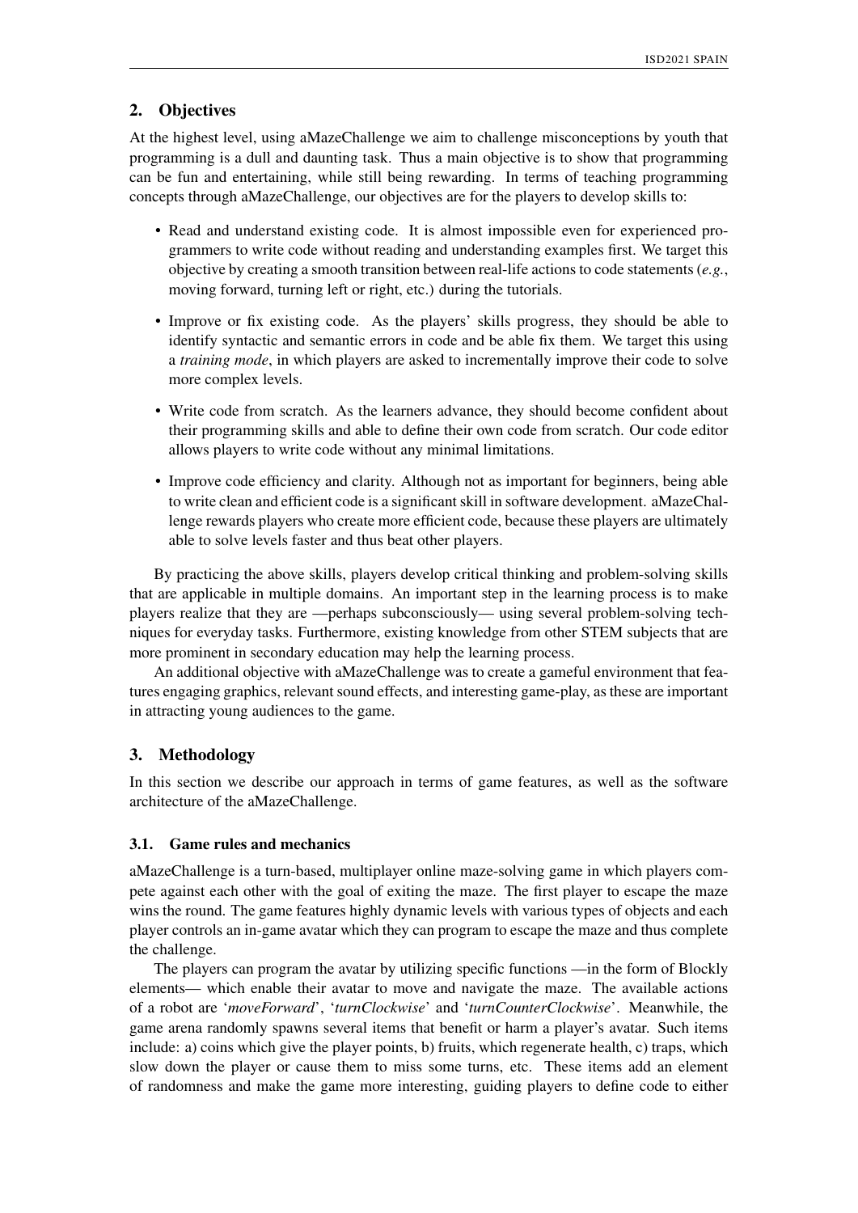## 2. Objectives

At the highest level, using aMazeChallenge we aim to challenge misconceptions by youth that programming is a dull and daunting task. Thus a main objective is to show that programming can be fun and entertaining, while still being rewarding. In terms of teaching programming concepts through aMazeChallenge, our objectives are for the players to develop skills to:

- Read and understand existing code. It is almost impossible even for experienced programmers to write code without reading and understanding examples first. We target this objective by creating a smooth transition between real-life actions to code statements (*e.g.*, moving forward, turning left or right, etc.) during the tutorials.
- Improve or fix existing code. As the players' skills progress, they should be able to identify syntactic and semantic errors in code and be able fix them. We target this using a *training mode*, in which players are asked to incrementally improve their code to solve more complex levels.
- Write code from scratch. As the learners advance, they should become confident about their programming skills and able to define their own code from scratch. Our code editor allows players to write code without any minimal limitations.
- Improve code efficiency and clarity. Although not as important for beginners, being able to write clean and efficient code is a significant skill in software development. aMazeChallenge rewards players who create more efficient code, because these players are ultimately able to solve levels faster and thus beat other players.

By practicing the above skills, players develop critical thinking and problem-solving skills that are applicable in multiple domains. An important step in the learning process is to make players realize that they are —perhaps subconsciously— using several problem-solving techniques for everyday tasks. Furthermore, existing knowledge from other STEM subjects that are more prominent in secondary education may help the learning process.

An additional objective with aMazeChallenge was to create a gameful environment that features engaging graphics, relevant sound effects, and interesting game-play, as these are important in attracting young audiences to the game.

## 3. Methodology

In this section we describe our approach in terms of game features, as well as the software architecture of the aMazeChallenge.

### 3.1. Game rules and mechanics

aMazeChallenge is a turn-based, multiplayer online maze-solving game in which players compete against each other with the goal of exiting the maze. The first player to escape the maze wins the round. The game features highly dynamic levels with various types of objects and each player controls an in-game avatar which they can program to escape the maze and thus complete the challenge.

The players can program the avatar by utilizing specific functions —in the form of Blockly elements— which enable their avatar to move and navigate the maze. The available actions of a robot are '*moveForward*', '*turnClockwise*' and '*turnCounterClockwise*'. Meanwhile, the game arena randomly spawns several items that benefit or harm a player's avatar. Such items include: a) coins which give the player points, b) fruits, which regenerate health, c) traps, which slow down the player or cause them to miss some turns, etc. These items add an element of randomness and make the game more interesting, guiding players to define code to either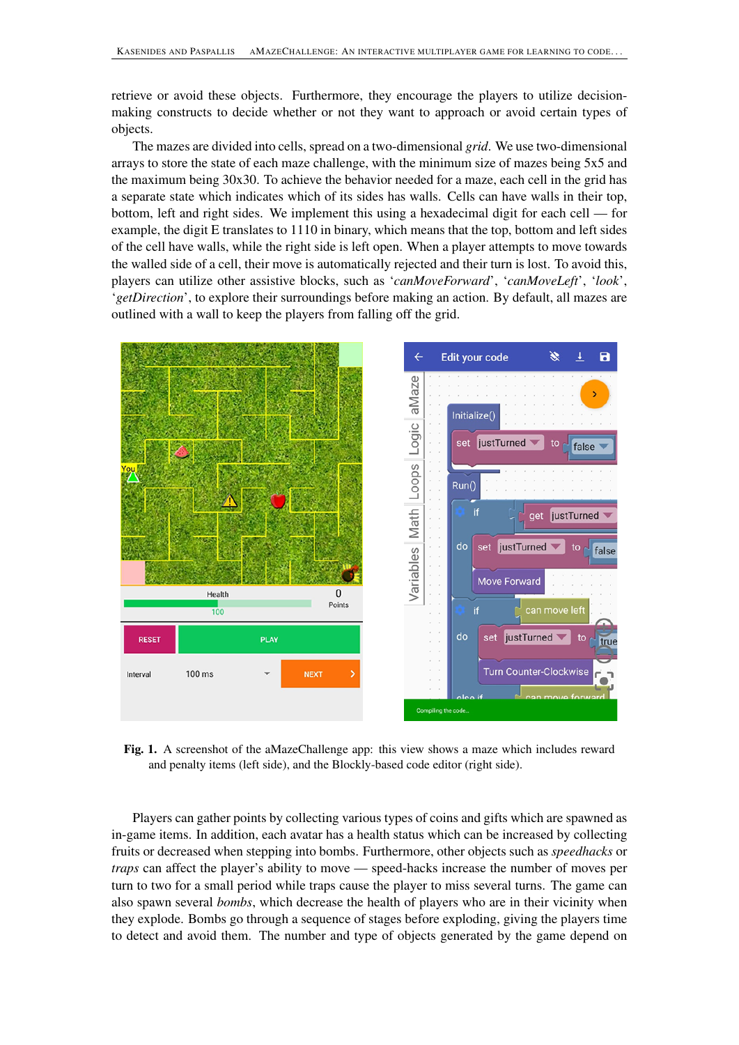retrieve or avoid these objects. Furthermore, they encourage the players to utilize decision-making constructs to decide whether or not they want to approach or avoid certain types of objects.

The mazes are divided into cells, spread on a two-dimensional *grid*. We use two-dimensional arrays to store the state of each maze challenge, with the minimum size of mazes being 5x5 and the maximum being 30x30. To achieve the behavior needed for a maze, each cell in the grid has a separate state which indicates which of its sides has walls. Cells can have walls in their top, bottom, left and right sides. We implement this using a hexadecimal digit for each cell — for example, the digit E translates to 1110 in binary, which means that the top, bottom and left sides of the cell have walls, while the right side is left open. When a player attempts to move towards the walled side of a cell, their move is automatically rejected and their turn is lost. To avoid this, players can utilize other assistive blocks, such as '*canMoveForward*', '*canMoveLeft*', '*look*', '*getDirection*', to explore their surroundings before making an action. By default, all mazes are outlined with a wall to keep the players from falling off the grid.

**Fig. 1.** A screenshot of the aMazeChallenge app: this view shows a maze which includes reward and penalty items (left side), and the Blockly-based code editor (right side).

Players can gather points by collecting various types of coins and gifts which are spawned as in-game items. In addition, each avatar has a health status which can be increased by collecting fruits or decreased when stepping into bombs. Furthermore, other objects such as *speedhacks* or *traps* can affect the player's ability to move — speed-hacks increase the number of moves per turn to two for a small period while traps cause the player to miss several turns. The game can also spawn several *bombs*, which decrease the health of players who are in their vicinity when they explode. Bombs go through a sequence of stages before exploding, giving the players time to detect and avoid them. The number and type of objects generated by the game depend on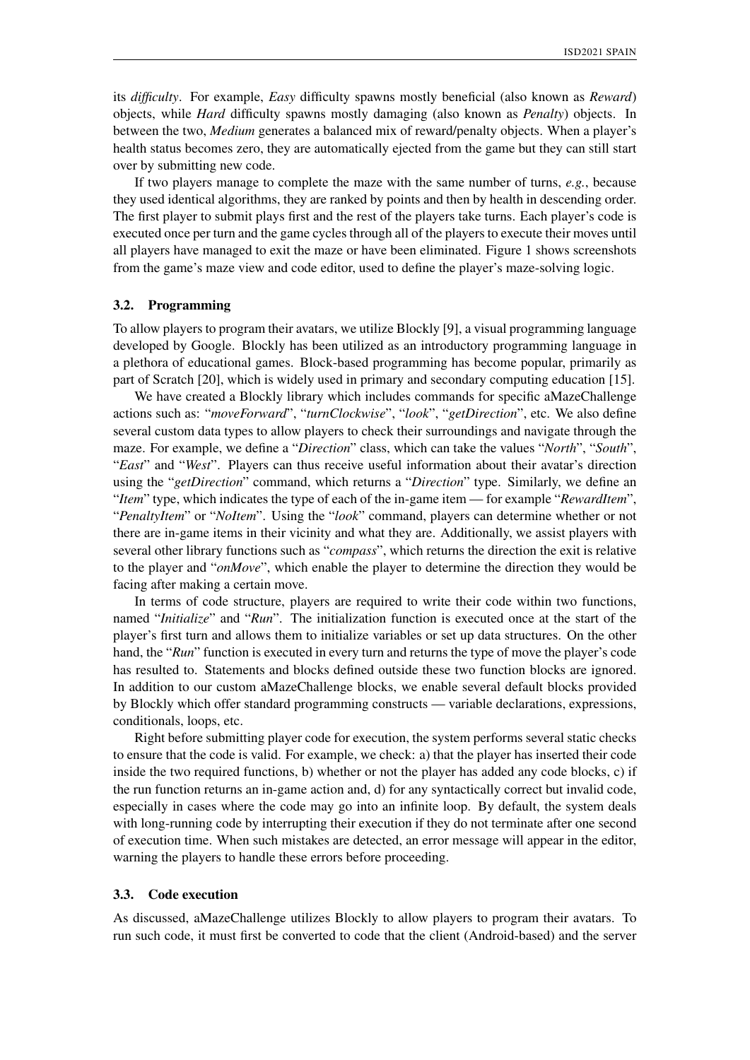its *difficulty*. For example, *Easy* difficulty spawns mostly beneficial (also known as *Reward*) objects, while *Hard* difficulty spawns mostly damaging (also known as *Penalty*) objects. In between the two, *Medium* generates a balanced mix of reward/penalty objects. When a player's health status becomes zero, they are automatically ejected from the game but they can still start over by submitting new code.

If two players manage to complete the maze with the same number of turns, *e.g.*, because they used identical algorithms, they are ranked by points and then by health in descending order. The first player to submit plays first and the rest of the players take turns. Each player's code is executed once per turn and the game cycles through all of the players to execute their moves until all players have managed to exit the maze or have been eliminated. Figure 1 shows screenshots from the game's maze view and code editor, used to define the player's maze-solving logic.

### 3.2. Programming

To allow players to program their avatars, we utilize Blockly [9], a visual programming language developed by Google. Blockly has been utilized as an introductory programming language in a plethora of educational games. Block-based programming has become popular, primarily as part of Scratch [20], which is widely used in primary and secondary computing education [15].

We have created a Blockly library which includes commands for specific aMazeChallenge actions such as: "*moveForward*", "*turnClockwise*", "*look*", "*getDirection*", etc. We also define several custom data types to allow players to check their surroundings and navigate through the maze. For example, we define a "*Direction*" class, which can take the values "*North*", "*South*", "*East*" and "*West*". Players can thus receive useful information about their avatar's direction using the "*getDirection*" command, which returns a "*Direction*" type. Similarly, we define an "*Item*" type, which indicates the type of each of the in-game item — for example "*RewardItem*", "*PenaltyItem*" or "*NoItem*". Using the "*look*" command, players can determine whether or not there are in-game items in their vicinity and what they are. Additionally, we assist players with several other library functions such as "*compass*", which returns the direction the exit is relative to the player and "*onMove*", which enable the player to determine the direction they would be facing after making a certain move.

In terms of code structure, players are required to write their code within two functions, named "*Initialize*" and "*Run*". The initialization function is executed once at the start of the player's first turn and allows them to initialize variables or set up data structures. On the other hand, the "*Run*" function is executed in every turn and returns the type of move the player's code has resulted to. Statements and blocks defined outside these two function blocks are ignored. In addition to our custom aMazeChallenge blocks, we enable several default blocks provided by Blockly which offer standard programming constructs — variable declarations, expressions, conditionals, loops, etc.

Right before submitting player code for execution, the system performs several static checks to ensure that the code is valid. For example, we check: a) that the player has inserted their code inside the two required functions, b) whether or not the player has added any code blocks, c) if the run function returns an in-game action and, d) for any syntactically correct but invalid code, especially in cases where the code may go into an infinite loop. By default, the system deals with long-running code by interrupting their execution if they do not terminate after one second of execution time. When such mistakes are detected, an error message will appear in the editor, warning the players to handle these errors before proceeding.

### 3.3. Code execution

As discussed, aMazeChallenge utilizes Blockly to allow players to program their avatars. To run such code, it must first be converted to code that the client (Android-based) and the server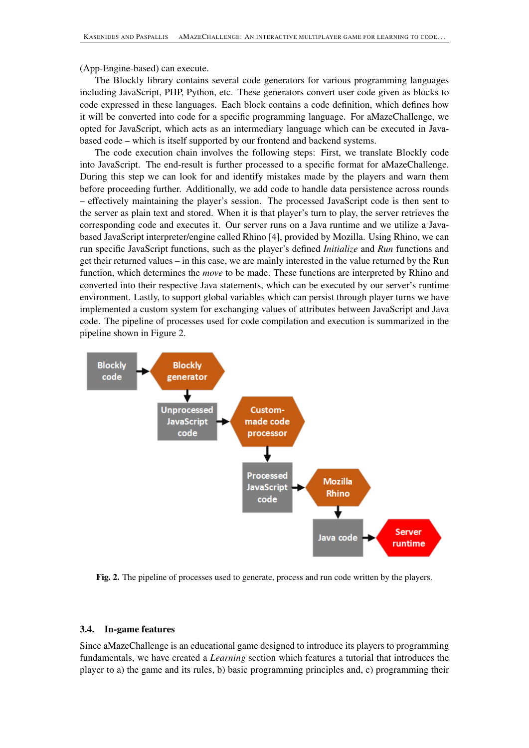(App-Engine-based) can execute.

The Blockly library contains several code generators for various programming languages including JavaScript, PHP, Python, etc. These generators convert user code given as blocks to code expressed in these languages. Each block contains a code definition, which defines how it will be converted into code for a specific programming language. For aMazeChallenge, we opted for JavaScript, which acts as an intermediary language which can be executed in Java-based code – which is itself supported by our frontend and backend systems.

The code execution chain involves the following steps: First, we translate Blockly code into JavaScript. The end-result is further processed to a specific format for aMazeChallenge. During this step we can look for and identify mistakes made by the players and warn them before proceeding further. Additionally, we add code to handle data persistence across rounds – effectively maintaining the player's session. The processed JavaScript code is then sent to the server as plain text and stored. When it is that player's turn to play, the server retrieves the corresponding code and executes it. Our server runs on a Java runtime and we utilize a Java-based JavaScript interpreter/engine called Rhino [4], provided by Mozilla. Using Rhino, we can run specific JavaScript functions, such as the player's defined *Initialize* and *Run* functions and get their returned values – in this case, we are mainly interested in the value returned by the Run function, which determines the *move* to be made. These functions are interpreted by Rhino and converted into their respective Java statements, which can be executed by our server's runtime environment. Lastly, to support global variables which can persist through player turns we have implemented a custom system for exchanging values of attributes between JavaScript and Java code. The pipeline of processes used for code compilation and execution is summarized in the pipeline shown in Figure 2.

Blockly code → Blockly generator → Unprocessed JavaScript code → Custom-made code processor → Processed JavaScript code → Mozilla Rhino → Java code → Server runtime

**Fig. 2.** The pipeline of processes used to generate, process and run code written by the players.

### 3.4. In-game features

Since aMazeChallenge is an educational game designed to introduce its players to programming fundamentals, we have created a *Learning* section which features a tutorial that introduces the player to a) the game and its rules, b) basic programming principles and, c) programming their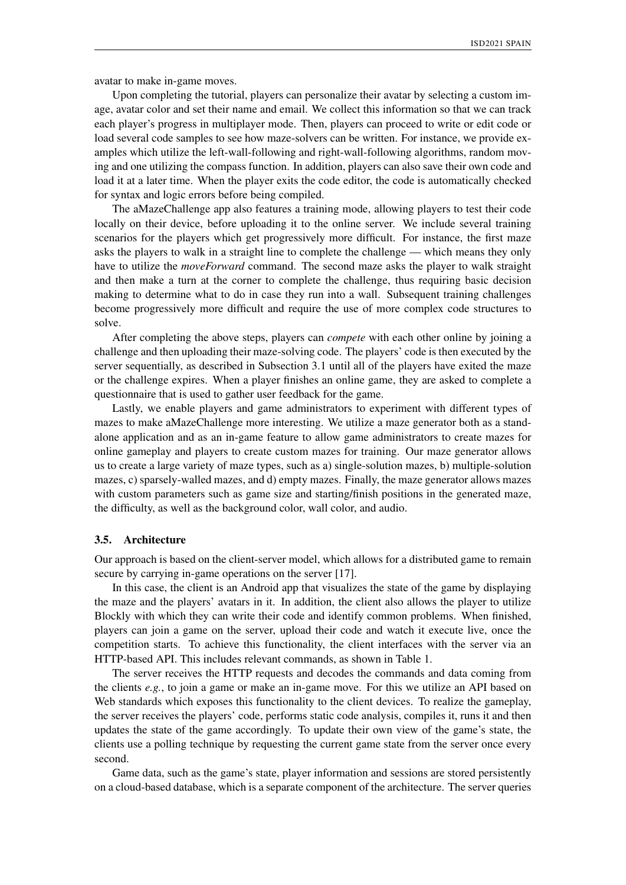avatar to make in-game moves.

Upon completing the tutorial, players can personalize their avatar by selecting a custom image, avatar color and set their name and email. We collect this information so that we can track each player's progress in multiplayer mode. Then, players can proceed to write or edit code or load several code samples to see how maze-solvers can be written. For instance, we provide examples which utilize the left-wall-following and right-wall-following algorithms, random moving and one utilizing the compass function. In addition, players can also save their own code and load it at a later time. When the player exits the code editor, the code is automatically checked for syntax and logic errors before being compiled.

The aMazeChallenge app also features a training mode, allowing players to test their code locally on their device, before uploading it to the online server. We include several training scenarios for the players which get progressively more difficult. For instance, the first maze asks the players to walk in a straight line to complete the challenge — which means they only have to utilize the *moveForward* command. The second maze asks the player to walk straight and then make a turn at the corner to complete the challenge, thus requiring basic decision making to determine what to do in case they run into a wall. Subsequent training challenges become progressively more difficult and require the use of more complex code structures to solve.

After completing the above steps, players can *compete* with each other online by joining a challenge and then uploading their maze-solving code. The players' code is then executed by the server sequentially, as described in Subsection 3.1 until all of the players have exited the maze or the challenge expires. When a player finishes an online game, they are asked to complete a questionnaire that is used to gather user feedback for the game.

Lastly, we enable players and game administrators to experiment with different types of mazes to make aMazeChallenge more interesting. We utilize a maze generator both as a standalone application and as an in-game feature to allow game administrators to create mazes for online gameplay and players to create custom mazes for training. Our maze generator allows us to create a large variety of maze types, such as a) single-solution mazes, b) multiple-solution mazes, c) sparsely-walled mazes, and d) empty mazes. Finally, the maze generator allows mazes with custom parameters such as game size and starting/finish positions in the generated maze, the difficulty, as well as the background color, wall color, and audio.

### 3.5. Architecture

Our approach is based on the client-server model, which allows for a distributed game to remain secure by carrying in-game operations on the server [17].

In this case, the client is an Android app that visualizes the state of the game by displaying the maze and the players' avatars in it. In addition, the client also allows the player to utilize Blockly with which they can write their code and identify common problems. When finished, players can join a game on the server, upload their code and watch it execute live, once the competition starts. To achieve this functionality, the client interfaces with the server via an HTTP-based API. This includes relevant commands, as shown in Table 1.

The server receives the HTTP requests and decodes the commands and data coming from the clients *e.g.*, to join a game or make an in-game move. For this we utilize an API based on Web standards which exposes this functionality to the client devices. To realize the gameplay, the server receives the players' code, performs static code analysis, compiles it, runs it and then updates the state of the game accordingly. To update their own view of the game's state, the clients use a polling technique by requesting the current game state from the server once every second.

Game data, such as the game's state, player information and sessions are stored persistently on a cloud-based database, which is a separate component of the architecture. The server queries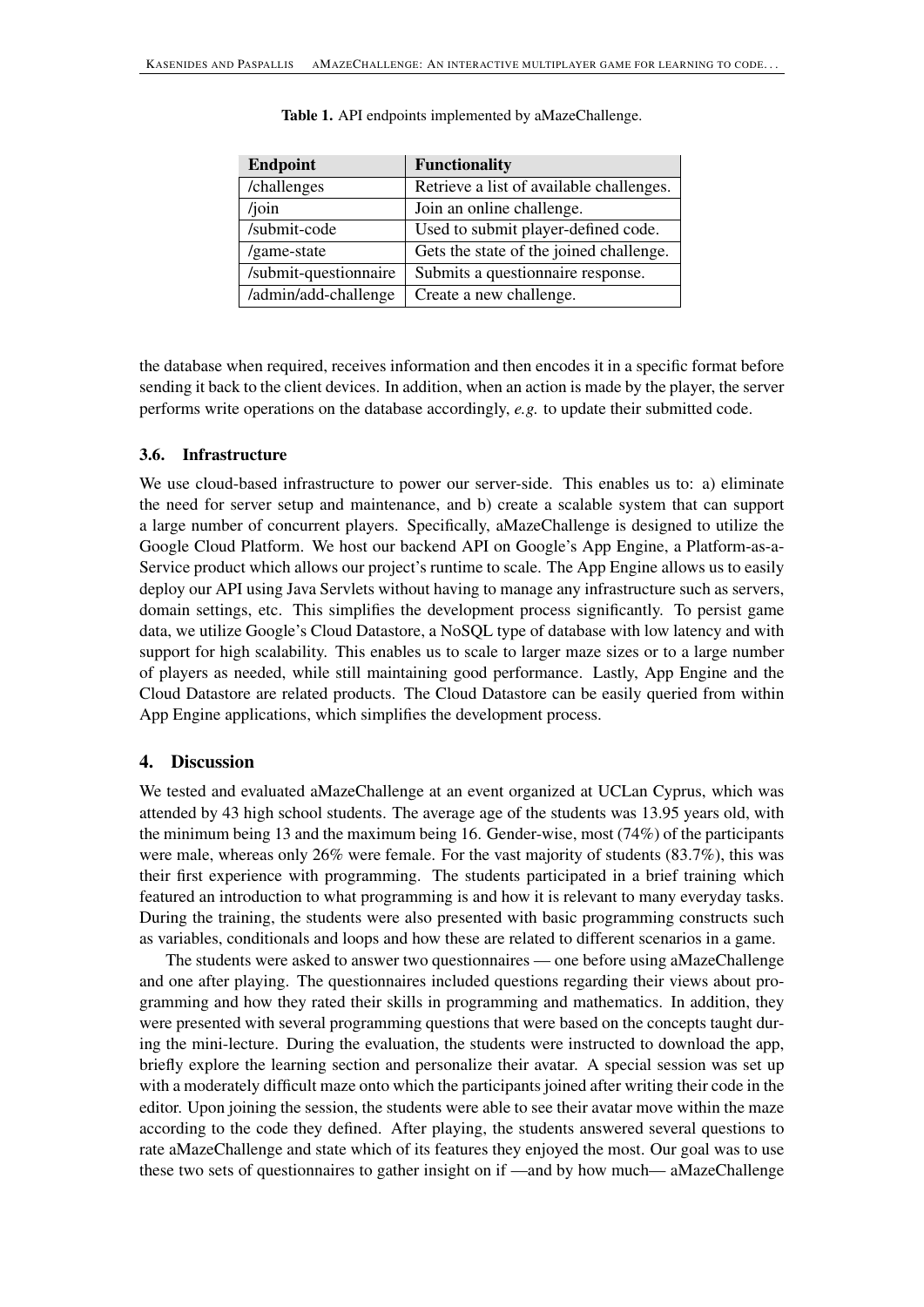**Table 1.** API endpoints implemented by aMazeChallenge.

| Endpoint | Functionality |
| --- | --- |
| /challenges | Retrieve a list of available challenges. |
| /join | Join an online challenge. |
| /submit-code | Used to submit player-defined code. |
| /game-state | Gets the state of the joined challenge. |
| /submit-questionnaire | Submits a questionnaire response. |
| /admin/add-challenge | Create a new challenge. |

the database when required, receives information and then encodes it in a specific format before sending it back to the client devices. In addition, when an action is made by the player, the server performs write operations on the database accordingly, *e.g.* to update their submitted code.

### 3.6. Infrastructure

We use cloud-based infrastructure to power our server-side. This enables us to: a) eliminate the need for server setup and maintenance, and b) create a scalable system that can support a large number of concurrent players. Specifically, aMazeChallenge is designed to utilize the Google Cloud Platform. We host our backend API on Google's App Engine, a Platform-as-a-Service product which allows our project's runtime to scale. The App Engine allows us to easily deploy our API using Java Servlets without having to manage any infrastructure such as servers, domain settings, etc. This simplifies the development process significantly. To persist game data, we utilize Google's Cloud Datastore, a NoSQL type of database with low latency and with support for high scalability. This enables us to scale to larger maze sizes or to a large number of players as needed, while still maintaining good performance. Lastly, App Engine and the Cloud Datastore are related products. The Cloud Datastore can be easily queried from within App Engine applications, which simplifies the development process.

## 4. Discussion

We tested and evaluated aMazeChallenge at an event organized at UCLan Cyprus, which was attended by 43 high school students. The average age of the students was 13.95 years old, with the minimum being 13 and the maximum being 16. Gender-wise, most (74%) of the participants were male, whereas only 26% were female. For the vast majority of students (83.7%), this was their first experience with programming. The students participated in a brief training which featured an introduction to what programming is and how it is relevant to many everyday tasks. During the training, the students were also presented with basic programming constructs such as variables, conditionals and loops and how these are related to different scenarios in a game.

The students were asked to answer two questionnaires — one before using aMazeChallenge and one after playing. The questionnaires included questions regarding their views about programming and how they rated their skills in programming and mathematics. In addition, they were presented with several programming questions that were based on the concepts taught during the mini-lecture. During the evaluation, the students were instructed to download the app, briefly explore the learning section and personalize their avatar. A special session was set up with a moderately difficult maze onto which the participants joined after writing their code in the editor. Upon joining the session, the students were able to see their avatar move within the maze according to the code they defined. After playing, the students answered several questions to rate aMazeChallenge and state which of its features they enjoyed the most. Our goal was to use these two sets of questionnaires to gather insight on if —and by how much— aMazeChallenge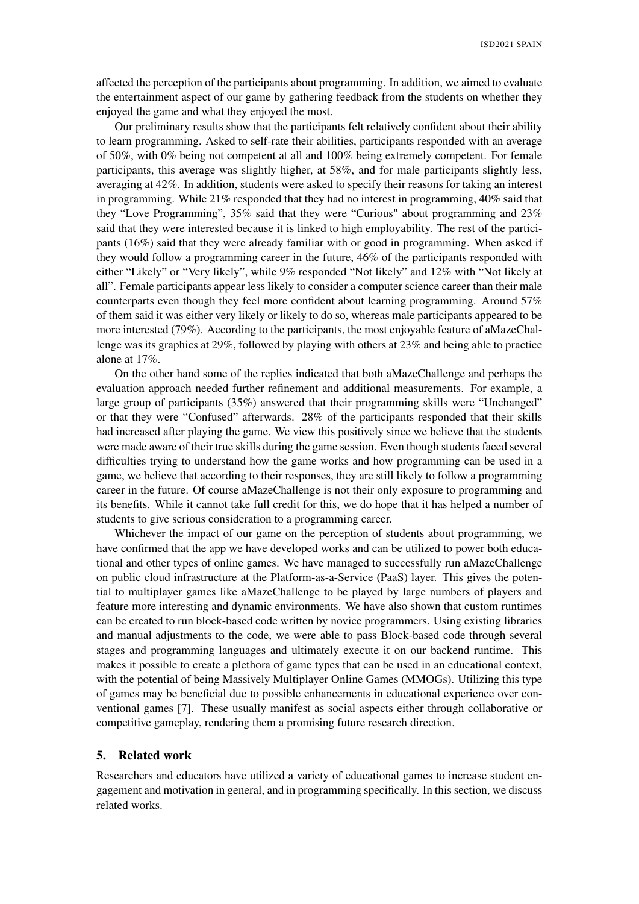affected the perception of the participants about programming. In addition, we aimed to evaluate the entertainment aspect of our game by gathering feedback from the students on whether they enjoyed the game and what they enjoyed the most.

Our preliminary results show that the participants felt relatively confident about their ability to learn programming. Asked to self-rate their abilities, participants responded with an average of 50%, with 0% being not competent at all and 100% being extremely competent. For female participants, this average was slightly higher, at 58%, and for male participants slightly less, averaging at 42%. In addition, students were asked to specify their reasons for taking an interest in programming. While 21% responded that they had no interest in programming, 40% said that they "Love Programming", 35% said that they were "Curious" about programming and 23% said that they were interested because it is linked to high employability. The rest of the participants (16%) said that they were already familiar with or good in programming. When asked if they would follow a programming career in the future, 46% of the participants responded with either "Likely" or "Very likely", while 9% responded "Not likely" and 12% with "Not likely at all". Female participants appear less likely to consider a computer science career than their male counterparts even though they feel more confident about learning programming. Around 57% of them said it was either very likely or likely to do so, whereas male participants appeared to be more interested (79%). According to the participants, the most enjoyable feature of aMazeChallenge was its graphics at 29%, followed by playing with others at 23% and being able to practice alone at 17%.

On the other hand some of the replies indicated that both aMazeChallenge and perhaps the evaluation approach needed further refinement and additional measurements. For example, a large group of participants (35%) answered that their programming skills were "Unchanged" or that they were "Confused" afterwards. 28% of the participants responded that their skills had increased after playing the game. We view this positively since we believe that the students were made aware of their true skills during the game session. Even though students faced several difficulties trying to understand how the game works and how programming can be used in a game, we believe that according to their responses, they are still likely to follow a programming career in the future. Of course aMazeChallenge is not their only exposure to programming and its benefits. While it cannot take full credit for this, we do hope that it has helped a number of students to give serious consideration to a programming career.

Whichever the impact of our game on the perception of students about programming, we have confirmed that the app we have developed works and can be utilized to power both educational and other types of online games. We have managed to successfully run aMazeChallenge on public cloud infrastructure at the Platform-as-a-Service (PaaS) layer. This gives the potential to multiplayer games like aMazeChallenge to be played by large numbers of players and feature more interesting and dynamic environments. We have also shown that custom runtimes can be created to run block-based code written by novice programmers. Using existing libraries and manual adjustments to the code, we were able to pass Block-based code through several stages and programming languages and ultimately execute it on our backend runtime. This makes it possible to create a plethora of game types that can be used in an educational context, with the potential of being Massively Multiplayer Online Games (MMOGs). Utilizing this type of games may be beneficial due to possible enhancements in educational experience over conventional games [7]. These usually manifest as social aspects either through collaborative or competitive gameplay, rendering them a promising future research direction.

## 5. Related work

Researchers and educators have utilized a variety of educational games to increase student engagement and motivation in general, and in programming specifically. In this section, we discuss related works.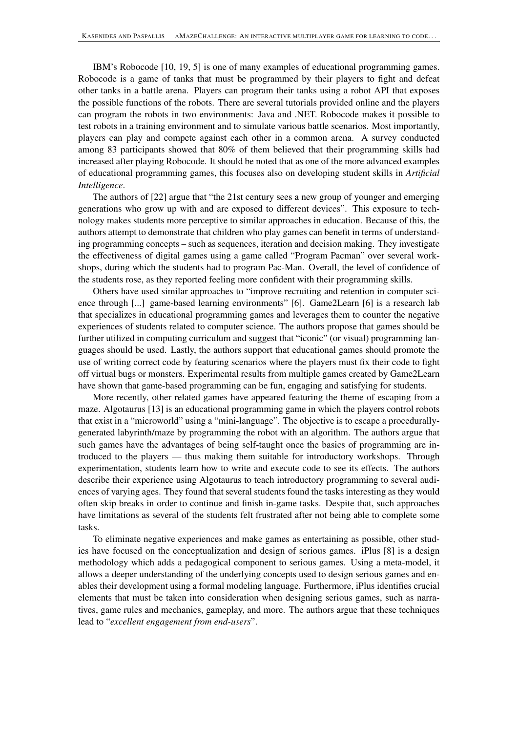IBM's Robocode [10, 19, 5] is one of many examples of educational programming games. Robocode is a game of tanks that must be programmed by their players to fight and defeat other tanks in a battle arena. Players can program their tanks using a robot API that exposes the possible functions of the robots. There are several tutorials provided online and the players can program the robots in two environments: Java and .NET. Robocode makes it possible to test robots in a training environment and to simulate various battle scenarios. Most importantly, players can play and compete against each other in a common arena. A survey conducted among 83 participants showed that 80% of them believed that their programming skills had increased after playing Robocode. It should be noted that as one of the more advanced examples of educational programming games, this focuses also on developing student skills in *Artificial Intelligence*.

The authors of [22] argue that "the 21st century sees a new group of younger and emerging generations who grow up with and are exposed to different devices". This exposure to technology makes students more perceptive to similar approaches in education. Because of this, the authors attempt to demonstrate that children who play games can benefit in terms of understanding programming concepts – such as sequences, iteration and decision making. They investigate the effectiveness of digital games using a game called "Program Pacman" over several workshops, during which the students had to program Pac-Man. Overall, the level of confidence of the students rose, as they reported feeling more confident with their programming skills.

Others have used similar approaches to "improve recruiting and retention in computer science through [...] game-based learning environments" [6]. Game2Learn [6] is a research lab that specializes in educational programming games and leverages them to counter the negative experiences of students related to computer science. The authors propose that games should be further utilized in computing curriculum and suggest that "iconic" (or visual) programming languages should be used. Lastly, the authors support that educational games should promote the use of writing correct code by featuring scenarios where the players must fix their code to fight off virtual bugs or monsters. Experimental results from multiple games created by Game2Learn have shown that game-based programming can be fun, engaging and satisfying for students.

More recently, other related games have appeared featuring the theme of escaping from a maze. Algotaurus [13] is an educational programming game in which the players control robots that exist in a "microworld" using a "mini-language". The objective is to escape a procedurally-generated labyrinth/maze by programming the robot with an algorithm. The authors argue that such games have the advantages of being self-taught once the basics of programming are introduced to the players — thus making them suitable for introductory workshops. Through experimentation, students learn how to write and execute code to see its effects. The authors describe their experience using Algotaurus to teach introductory programming to several audiences of varying ages. They found that several students found the tasks interesting as they would often skip breaks in order to continue and finish in-game tasks. Despite that, such approaches have limitations as several of the students felt frustrated after not being able to complete some tasks.

To eliminate negative experiences and make games as entertaining as possible, other studies have focused on the conceptualization and design of serious games. iPlus [8] is a design methodology which adds a pedagogical component to serious games. Using a meta-model, it allows a deeper understanding of the underlying concepts used to design serious games and enables their development using a formal modeling language. Furthermore, iPlus identifies crucial elements that must be taken into consideration when designing serious games, such as narratives, game rules and mechanics, gameplay, and more. The authors argue that these techniques lead to "*excellent engagement from end-users*".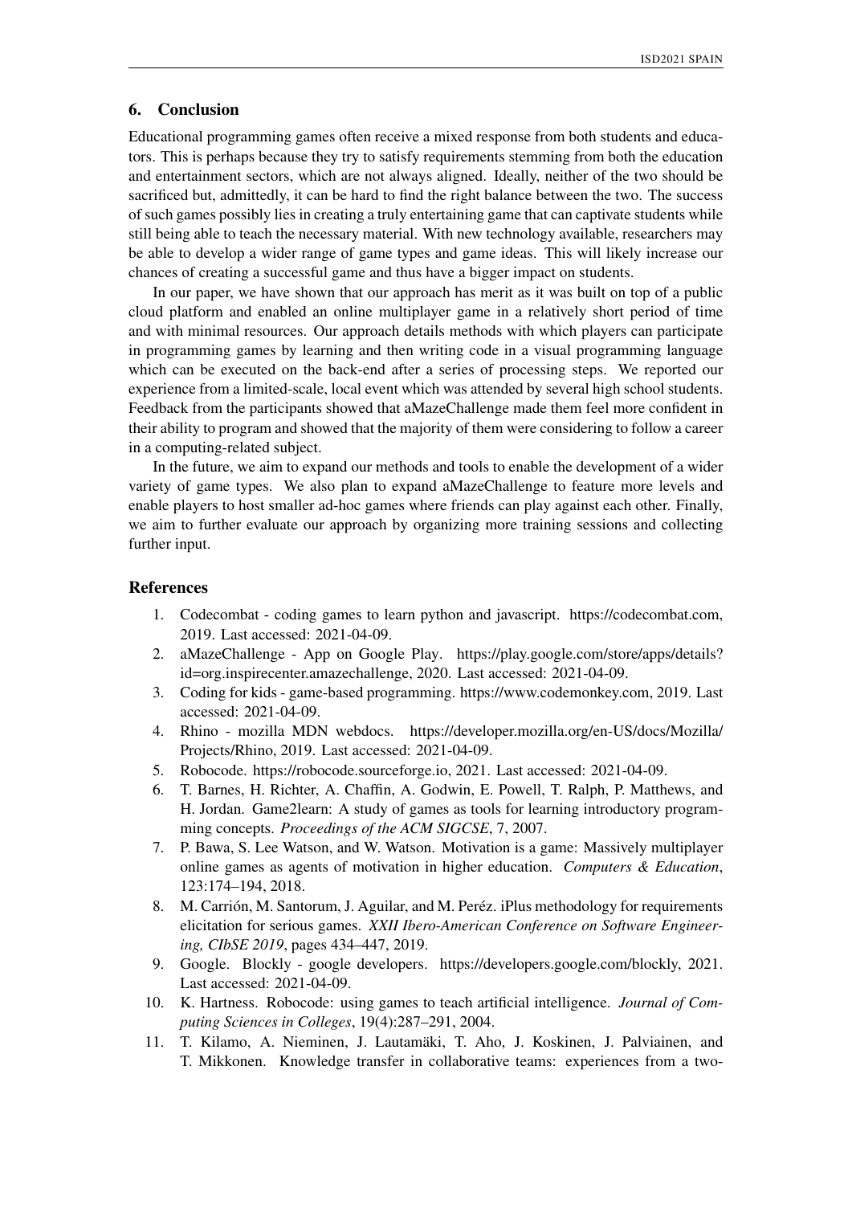## 6. Conclusion

Educational programming games often receive a mixed response from both students and educators. This is perhaps because they try to satisfy requirements stemming from both the education and entertainment sectors, which are not always aligned. Ideally, neither of the two should be sacrificed but, admittedly, it can be hard to find the right balance between the two. The success of such games possibly lies in creating a truly entertaining game that can captivate students while still being able to teach the necessary material. With new technology available, researchers may be able to develop a wider range of game types and game ideas. This will likely increase our chances of creating a successful game and thus have a bigger impact on students.

In our paper, we have shown that our approach has merit as it was built on top of a public cloud platform and enabled an online multiplayer game in a relatively short period of time and with minimal resources. Our approach details methods with which players can participate in programming games by learning and then writing code in a visual programming language which can be executed on the back-end after a series of processing steps. We reported our experience from a limited-scale, local event which was attended by several high school students. Feedback from the participants showed that aMazeChallenge made them feel more confident in their ability to program and showed that the majority of them were considering to follow a career in a computing-related subject.

In the future, we aim to expand our methods and tools to enable the development of a wider variety of game types. We also plan to expand aMazeChallenge to feature more levels and enable players to host smaller ad-hoc games where friends can play against each other. Finally, we aim to further evaluate our approach by organizing more training sessions and collecting further input.

## References

1. Codecombat - coding games to learn python and javascript. https://codecombat.com, 2019. Last accessed: 2021-04-09.
2. aMazeChallenge - App on Google Play. https://play.google.com/store/apps/details?id=org.inspirecenter.amazechallenge, 2020. Last accessed: 2021-04-09.
3. Coding for kids - game-based programming. https://www.codemonkey.com, 2019. Last accessed: 2021-04-09.
4. Rhino - mozilla MDN webdocs. https://developer.mozilla.org/en-US/docs/Mozilla/Projects/Rhino, 2019. Last accessed: 2021-04-09.
5. Robocode. https://robocode.sourceforge.io, 2021. Last accessed: 2021-04-09.
6. T. Barnes, H. Richter, A. Chaffin, A. Godwin, E. Powell, T. Ralph, P. Matthews, and H. Jordan. Game2learn: A study of games as tools for learning introductory programming concepts. *Proceedings of the ACM SIGCSE*, 7, 2007.
7. P. Bawa, S. Lee Watson, and W. Watson. Motivation is a game: Massively multiplayer online games as agents of motivation in higher education. *Computers & Education*, 123:174–194, 2018.
8. M. Carrión, M. Santorum, J. Aguilar, and M. Peréz. iPlus methodology for requirements elicitation for serious games. *XXII Ibero-American Conference on Software Engineering, CIbSE 2019*, pages 434–447, 2019.
9. Google. Blockly - google developers. https://developers.google.com/blockly, 2021. Last accessed: 2021-04-09.
10. K. Hartness. Robocode: using games to teach artificial intelligence. *Journal of Computing Sciences in Colleges*, 19(4):287–291, 2004.
11. T. Kilamo, A. Nieminen, J. Lautamäki, T. Aho, J. Koskinen, J. Palviainen, and T. Mikkonen. Knowledge transfer in collaborative teams: experiences from a two-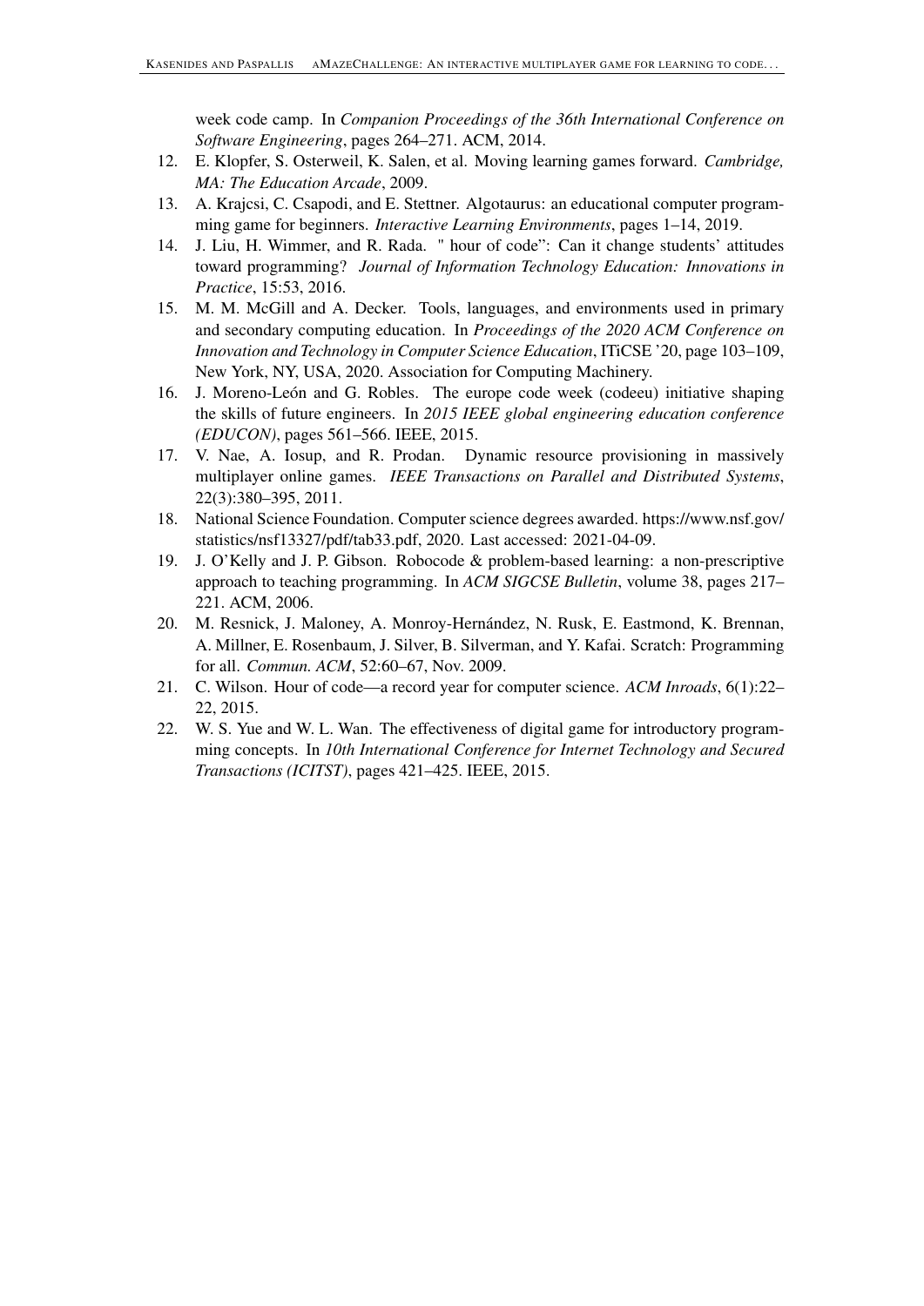week code camp. In *Companion Proceedings of the 36th International Conference on Software Engineering*, pages 264–271. ACM, 2014.

12. E. Klopfer, S. Osterweil, K. Salen, et al. Moving learning games forward. *Cambridge, MA: The Education Arcade*, 2009.
13. A. Krajcsi, C. Csapodi, and E. Stettner. Algotaurus: an educational computer programming game for beginners. *Interactive Learning Environments*, pages 1–14, 2019.
14. J. Liu, H. Wimmer, and R. Rada. " hour of code": Can it change students' attitudes toward programming? *Journal of Information Technology Education: Innovations in Practice*, 15:53, 2016.
15. M. M. McGill and A. Decker. Tools, languages, and environments used in primary and secondary computing education. In *Proceedings of the 2020 ACM Conference on Innovation and Technology in Computer Science Education*, ITiCSE '20, page 103–109, New York, NY, USA, 2020. Association for Computing Machinery.
16. J. Moreno-León and G. Robles. The europe code week (codeeu) initiative shaping the skills of future engineers. In *2015 IEEE global engineering education conference (EDUCON)*, pages 561–566. IEEE, 2015.
17. V. Nae, A. Iosup, and R. Prodan. Dynamic resource provisioning in massively multiplayer online games. *IEEE Transactions on Parallel and Distributed Systems*, 22(3):380–395, 2011.
18. National Science Foundation. Computer science degrees awarded. https://www.nsf.gov/statistics/nsf13327/pdf/tab33.pdf, 2020. Last accessed: 2021-04-09.
19. J. O'Kelly and J. P. Gibson. Robocode & problem-based learning: a non-prescriptive approach to teaching programming. In *ACM SIGCSE Bulletin*, volume 38, pages 217–221. ACM, 2006.
20. M. Resnick, J. Maloney, A. Monroy-Hernández, N. Rusk, E. Eastmond, K. Brennan, A. Millner, E. Rosenbaum, J. Silver, B. Silverman, and Y. Kafai. Scratch: Programming for all. *Commun. ACM*, 52:60–67, Nov. 2009.
21. C. Wilson. Hour of code—a record year for computer science. *ACM Inroads*, 6(1):22–22, 2015.
22. W. S. Yue and W. L. Wan. The effectiveness of digital game for introductory programming concepts. In *10th International Conference for Internet Technology and Secured Transactions (ICITST)*, pages 421–425. IEEE, 2015.